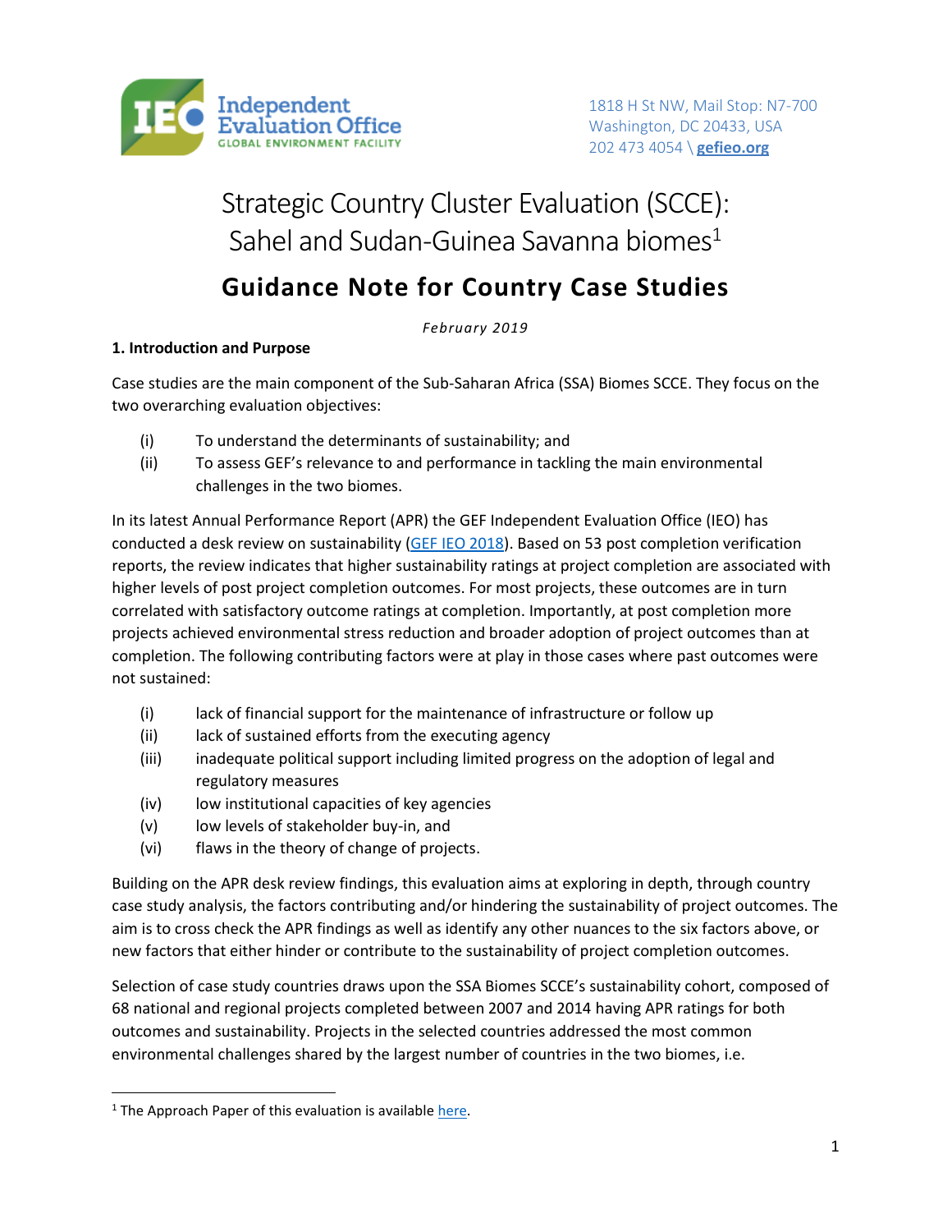Independent Evaluation Office
GLOBAL ENVIRONMENT FACILITY

1818 H St NW, Mail Stop: N7-700
Washington, DC 20433, USA
202 473 4054 \ gefieo.org

# Strategic Country Cluster Evaluation (SCCE): Sahel and Sudan-Guinea Savanna biomes[1]

## Guidance Note for Country Case Studies

*February 2019*

### 1. Introduction and Purpose

Case studies are the main component of the Sub-Saharan Africa (SSA) Biomes SCCE. They focus on the two overarching evaluation objectives:

(i) To understand the determinants of sustainability; and
(ii) To assess GEF's relevance to and performance in tackling the main environmental challenges in the two biomes.

In its latest Annual Performance Report (APR) the GEF Independent Evaluation Office (IEO) has conducted a desk review on sustainability (GEF IEO 2018). Based on 53 post completion verification reports, the review indicates that higher sustainability ratings at project completion are associated with higher levels of post project completion outcomes. For most projects, these outcomes are in turn correlated with satisfactory outcome ratings at completion. Importantly, at post completion more projects achieved environmental stress reduction and broader adoption of project outcomes than at completion. The following contributing factors were at play in those cases where past outcomes were not sustained:

(i) lack of financial support for the maintenance of infrastructure or follow up
(ii) lack of sustained efforts from the executing agency
(iii) inadequate political support including limited progress on the adoption of legal and regulatory measures
(iv) low institutional capacities of key agencies
(v) low levels of stakeholder buy-in, and
(vi) flaws in the theory of change of projects.

Building on the APR desk review findings, this evaluation aims at exploring in depth, through country case study analysis, the factors contributing and/or hindering the sustainability of project outcomes. The aim is to cross check the APR findings as well as identify any other nuances to the six factors above, or new factors that either hinder or contribute to the sustainability of project completion outcomes.

Selection of case study countries draws upon the SSA Biomes SCCE's sustainability cohort, composed of 68 national and regional projects completed between 2007 and 2014 having APR ratings for both outcomes and sustainability. Projects in the selected countries addressed the most common environmental challenges shared by the largest number of countries in the two biomes, i.e.

[1] The Approach Paper of this evaluation is available here.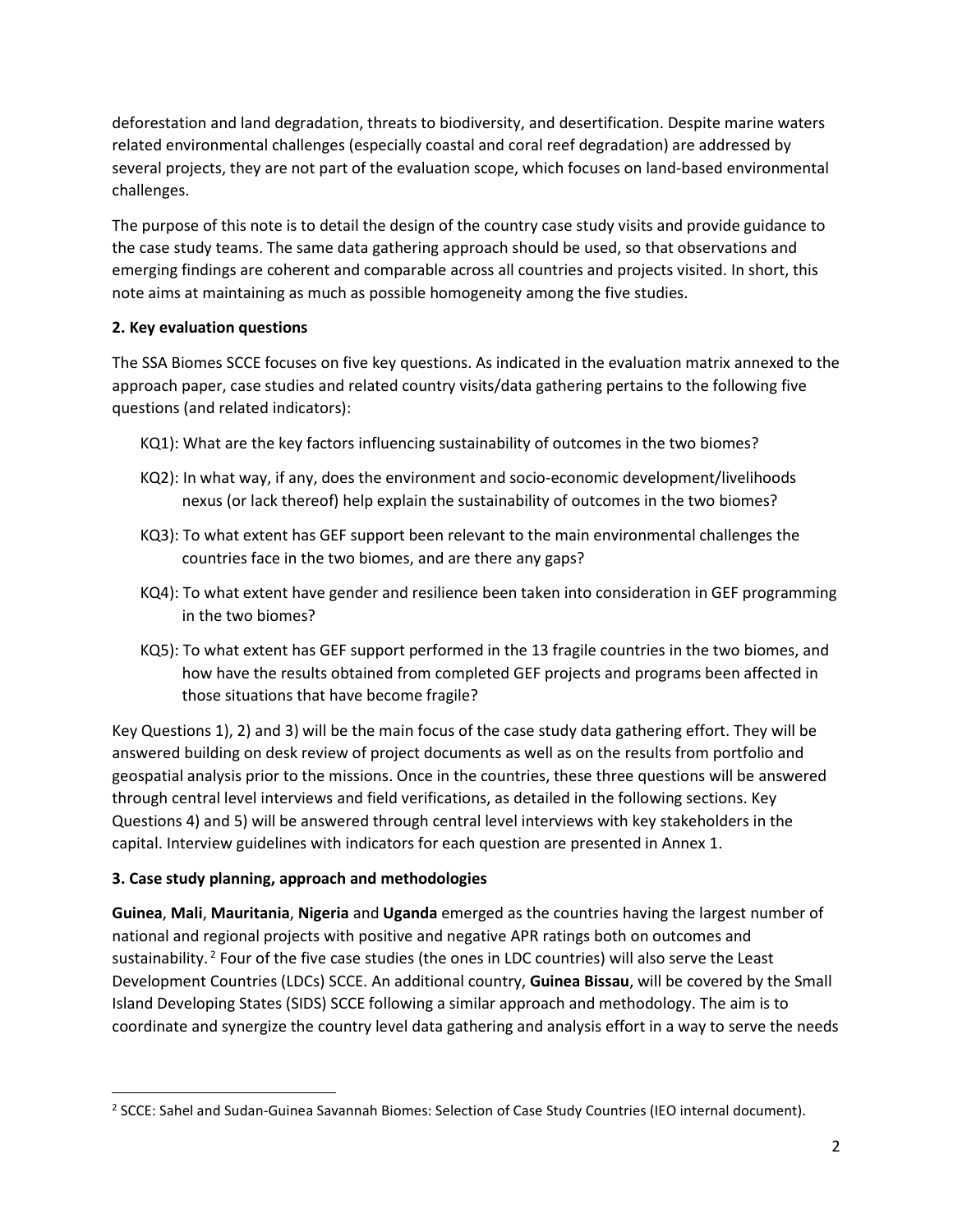deforestation and land degradation, threats to biodiversity, and desertification. Despite marine waters related environmental challenges (especially coastal and coral reef degradation) are addressed by several projects, they are not part of the evaluation scope, which focuses on land-based environmental challenges.

The purpose of this note is to detail the design of the country case study visits and provide guidance to the case study teams. The same data gathering approach should be used, so that observations and emerging findings are coherent and comparable across all countries and projects visited. In short, this note aims at maintaining as much as possible homogeneity among the five studies.

**2. Key evaluation questions**

The SSA Biomes SCCE focuses on five key questions. As indicated in the evaluation matrix annexed to the approach paper, case studies and related country visits/data gathering pertains to the following five questions (and related indicators):

KQ1): What are the key factors influencing sustainability of outcomes in the two biomes?

KQ2): In what way, if any, does the environment and socio-economic development/livelihoods nexus (or lack thereof) help explain the sustainability of outcomes in the two biomes?

KQ3): To what extent has GEF support been relevant to the main environmental challenges the countries face in the two biomes, and are there any gaps?

KQ4): To what extent have gender and resilience been taken into consideration in GEF programming in the two biomes?

KQ5): To what extent has GEF support performed in the 13 fragile countries in the two biomes, and how have the results obtained from completed GEF projects and programs been affected in those situations that have become fragile?

Key Questions 1), 2) and 3) will be the main focus of the case study data gathering effort. They will be answered building on desk review of project documents as well as on the results from portfolio and geospatial analysis prior to the missions. Once in the countries, these three questions will be answered through central level interviews and field verifications, as detailed in the following sections. Key Questions 4) and 5) will be answered through central level interviews with key stakeholders in the capital. Interview guidelines with indicators for each question are presented in Annex 1.

**3. Case study planning, approach and methodologies**

**Guinea**, **Mali**, **Mauritania**, **Nigeria** and **Uganda** emerged as the countries having the largest number of national and regional projects with positive and negative APR ratings both on outcomes and sustainability.[2] Four of the five case studies (the ones in LDC countries) will also serve the Least Development Countries (LDCs) SCCE. An additional country, **Guinea Bissau**, will be covered by the Small Island Developing States (SIDS) SCCE following a similar approach and methodology. The aim is to coordinate and synergize the country level data gathering and analysis effort in a way to serve the needs

[2] SCCE: Sahel and Sudan-Guinea Savannah Biomes: Selection of Case Study Countries (IEO internal document).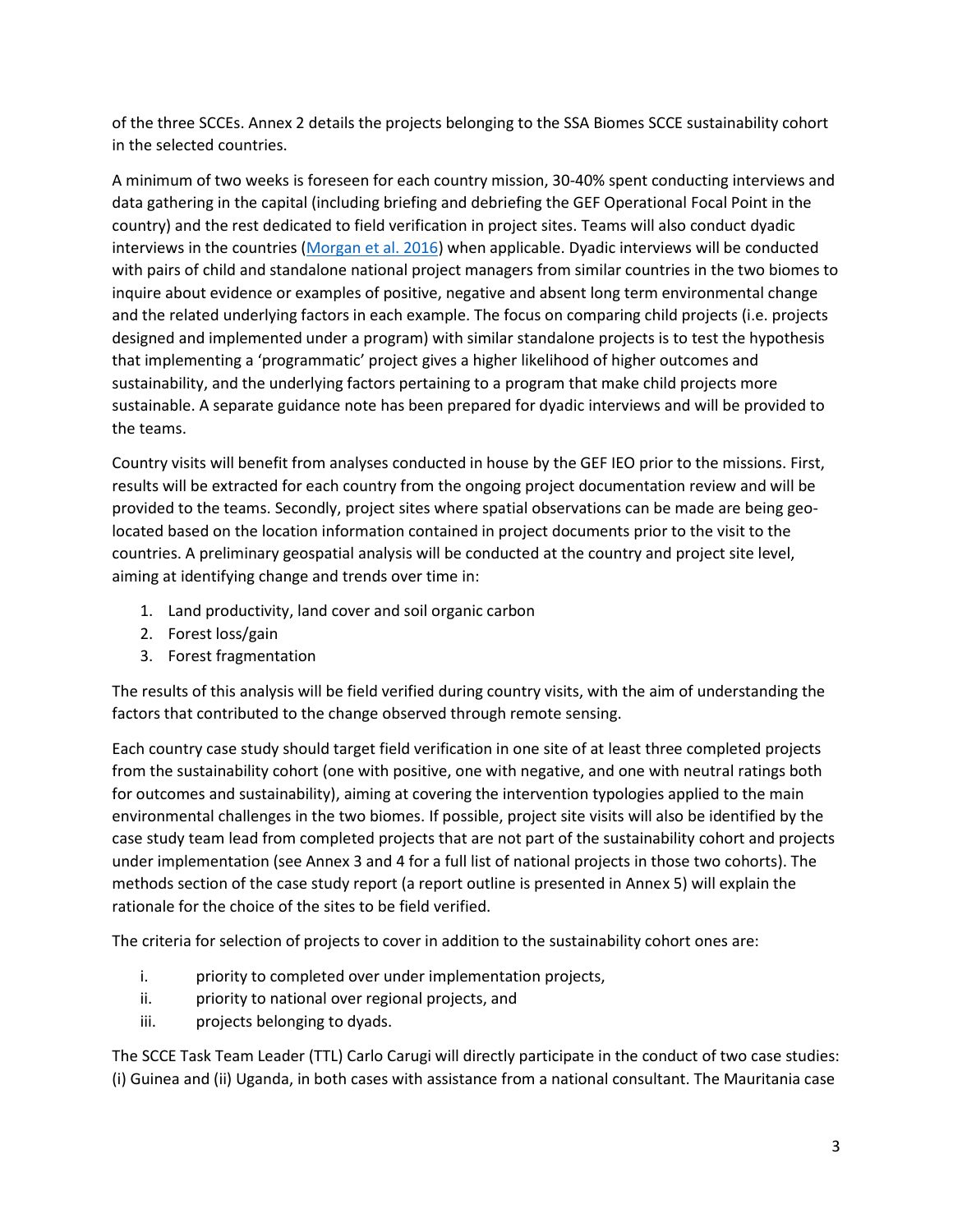of the three SCCEs. Annex 2 details the projects belonging to the SSA Biomes SCCE sustainability cohort in the selected countries.

A minimum of two weeks is foreseen for each country mission, 30-40% spent conducting interviews and data gathering in the capital (including briefing and debriefing the GEF Operational Focal Point in the country) and the rest dedicated to field verification in project sites. Teams will also conduct dyadic interviews in the countries (Morgan et al. 2016) when applicable. Dyadic interviews will be conducted with pairs of child and standalone national project managers from similar countries in the two biomes to inquire about evidence or examples of positive, negative and absent long term environmental change and the related underlying factors in each example. The focus on comparing child projects (i.e. projects designed and implemented under a program) with similar standalone projects is to test the hypothesis that implementing a 'programmatic' project gives a higher likelihood of higher outcomes and sustainability, and the underlying factors pertaining to a program that make child projects more sustainable. A separate guidance note has been prepared for dyadic interviews and will be provided to the teams.

Country visits will benefit from analyses conducted in house by the GEF IEO prior to the missions. First, results will be extracted for each country from the ongoing project documentation review and will be provided to the teams. Secondly, project sites where spatial observations can be made are being geo-located based on the location information contained in project documents prior to the visit to the countries. A preliminary geospatial analysis will be conducted at the country and project site level, aiming at identifying change and trends over time in:

1. Land productivity, land cover and soil organic carbon
2. Forest loss/gain
3. Forest fragmentation

The results of this analysis will be field verified during country visits, with the aim of understanding the factors that contributed to the change observed through remote sensing.

Each country case study should target field verification in one site of at least three completed projects from the sustainability cohort (one with positive, one with negative, and one with neutral ratings both for outcomes and sustainability), aiming at covering the intervention typologies applied to the main environmental challenges in the two biomes. If possible, project site visits will also be identified by the case study team lead from completed projects that are not part of the sustainability cohort and projects under implementation (see Annex 3 and 4 for a full list of national projects in those two cohorts). The methods section of the case study report (a report outline is presented in Annex 5) will explain the rationale for the choice of the sites to be field verified.

The criteria for selection of projects to cover in addition to the sustainability cohort ones are:

i. priority to completed over under implementation projects,
ii. priority to national over regional projects, and
iii. projects belonging to dyads.

The SCCE Task Team Leader (TTL) Carlo Carugi will directly participate in the conduct of two case studies: (i) Guinea and (ii) Uganda, in both cases with assistance from a national consultant. The Mauritania case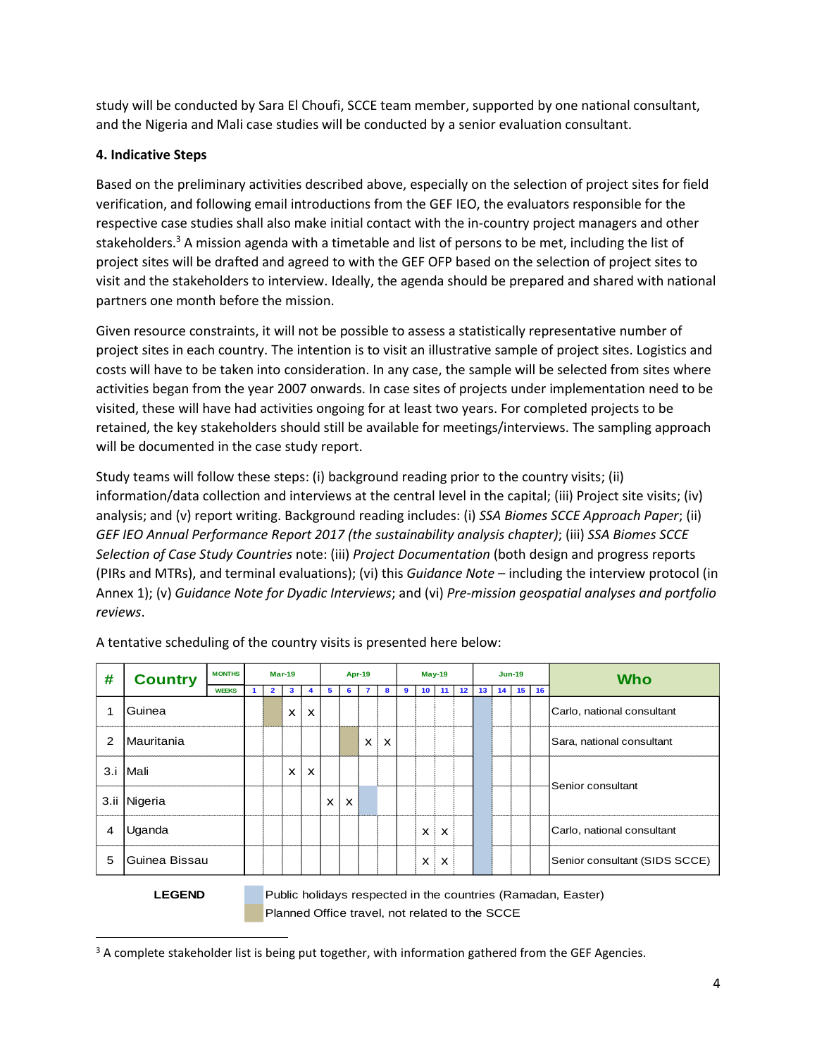study will be conducted by Sara El Choufi, SCCE team member, supported by one national consultant, and the Nigeria and Mali case studies will be conducted by a senior evaluation consultant.

**4. Indicative Steps**

Based on the preliminary activities described above, especially on the selection of project sites for field verification, and following email introductions from the GEF IEO, the evaluators responsible for the respective case studies shall also make initial contact with the in-country project managers and other stakeholders.[3] A mission agenda with a timetable and list of persons to be met, including the list of project sites will be drafted and agreed to with the GEF OFP based on the selection of project sites to visit and the stakeholders to interview. Ideally, the agenda should be prepared and shared with national partners one month before the mission.

Given resource constraints, it will not be possible to assess a statistically representative number of project sites in each country. The intention is to visit an illustrative sample of project sites. Logistics and costs will have to be taken into consideration. In any case, the sample will be selected from sites where activities began from the year 2007 onwards. In case sites of projects under implementation need to be visited, these will have had activities ongoing for at least two years. For completed projects to be retained, the key stakeholders should still be available for meetings/interviews. The sampling approach will be documented in the case study report.

Study teams will follow these steps: (i) background reading prior to the country visits; (ii) information/data collection and interviews at the central level in the capital; (iii) Project site visits; (iv) analysis; and (v) report writing. Background reading includes: (i) *SSA Biomes SCCE Approach Paper*; (ii) *GEF IEO Annual Performance Report 2017 (the sustainability analysis chapter)*; (iii) *SSA Biomes SCCE Selection of Case Study Countries* note: (iii) *Project Documentation* (both design and progress reports (PIRs and MTRs), and terminal evaluations); (vi) this *Guidance Note* – including the interview protocol (in Annex 1); (v) *Guidance Note for Dyadic Interviews*; and (vi) *Pre-mission geospatial analyses and portfolio reviews*.

A tentative scheduling of the country visits is presented here below:

| # | Country | Mar-19 | | | | Apr-19 | | | | May-19 | | | | Jun-19 | | | | Who |
|---|---|---|---|---|---|---|---|---|---|---|---|---|---|---|---|---|---|---|
| | | 1 | 2 | 3 | 4 | 5 | 6 | 7 | 8 | 9 | 10 | 11 | 12 | 13 | 14 | 15 | 16 | |
| 1 | Guinea | | | X | X | | | | | | | | | | | | | Carlo, national consultant |
| 2 | Mauritania | | | | | | | X | X | | | | | | | | | Sara, national consultant |
| 3.i | Mali | | | X | X | | | | | | | | | | | | | Senior consultant |
| 3.ii | Nigeria | | | | | X | X | | | | | | | | | | | Senior consultant |
| 4 | Uganda | | | | | | | | | | X | X | | | | | | Carlo, national consultant |
| 5 | Guinea Bissau | | | | | | | | | | X | X | | | | | | Senior consultant (SIDS SCCE) |

**LEGEND**
- Public holidays respected in the countries (Ramadan, Easter)
- Planned Office travel, not related to the SCCE

[3] A complete stakeholder list is being put together, with information gathered from the GEF Agencies.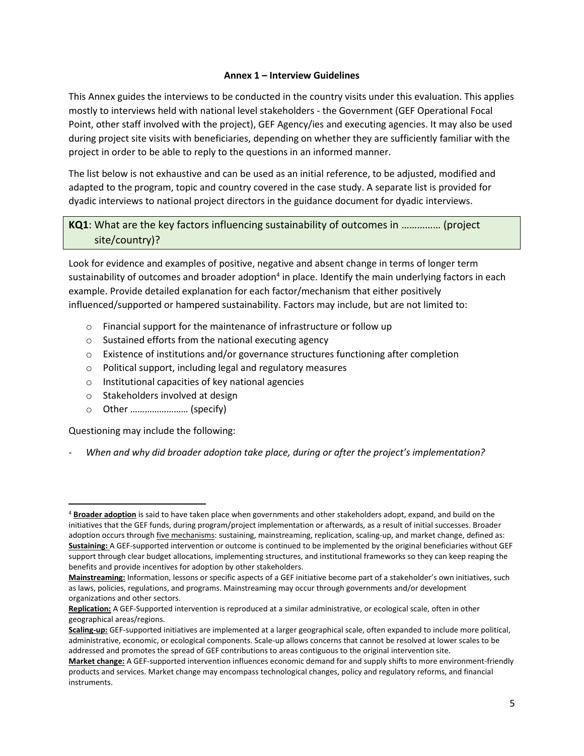**Annex 1 – Interview Guidelines**

This Annex guides the interviews to be conducted in the country visits under this evaluation. This applies mostly to interviews held with national level stakeholders - the Government (GEF Operational Focal Point, other staff involved with the project), GEF Agency/ies and executing agencies. It may also be used during project site visits with beneficiaries, depending on whether they are sufficiently familiar with the project in order to be able to reply to the questions in an informed manner.

The list below is not exhaustive and can be used as an initial reference, to be adjusted, modified and adapted to the program, topic and country covered in the case study. A separate list is provided for dyadic interviews to national project directors in the guidance document for dyadic interviews.

**KQ1**: What are the key factors influencing sustainability of outcomes in …………… (project site/country)?

Look for evidence and examples of positive, negative and absent change in terms of longer term sustainability of outcomes and broader adoption[4] in place. Identify the main underlying factors in each example. Provide detailed explanation for each factor/mechanism that either positively influenced/supported or hampered sustainability. Factors may include, but are not limited to:

- Financial support for the maintenance of infrastructure or follow up
- Sustained efforts from the national executing agency
- Existence of institutions and/or governance structures functioning after completion
- Political support, including legal and regulatory measures
- Institutional capacities of key national agencies
- Stakeholders involved at design
- Other …………………… (specify)

Questioning may include the following:

- *When and why did broader adoption take place, during or after the project's implementation?*

---

[4] **Broader adoption** is said to have taken place when governments and other stakeholders adopt, expand, and build on the initiatives that the GEF funds, during program/project implementation or afterwards, as a result of initial successes. Broader adoption occurs through five mechanisms: sustaining, mainstreaming, replication, scaling-up, and market change, defined as:
**Sustaining:** A GEF-supported intervention or outcome is continued to be implemented by the original beneficiaries without GEF support through clear budget allocations, implementing structures, and institutional frameworks so they can keep reaping the benefits and provide incentives for adoption by other stakeholders.
**Mainstreaming:** Information, lessons or specific aspects of a GEF initiative become part of a stakeholder's own initiatives, such as laws, policies, regulations, and programs. Mainstreaming may occur through governments and/or development organizations and other sectors.
**Replication:** A GEF-Supported intervention is reproduced at a similar administrative, or ecological scale, often in other geographical areas/regions.
**Scaling-up:** GEF-supported initiatives are implemented at a larger geographical scale, often expanded to include more political, administrative, economic, or ecological components. Scale-up allows concerns that cannot be resolved at lower scales to be addressed and promotes the spread of GEF contributions to areas contiguous to the original intervention site.
**Market change:** A GEF-supported intervention influences economic demand for and supply shifts to more environment-friendly products and services. Market change may encompass technological changes, policy and regulatory reforms, and financial instruments.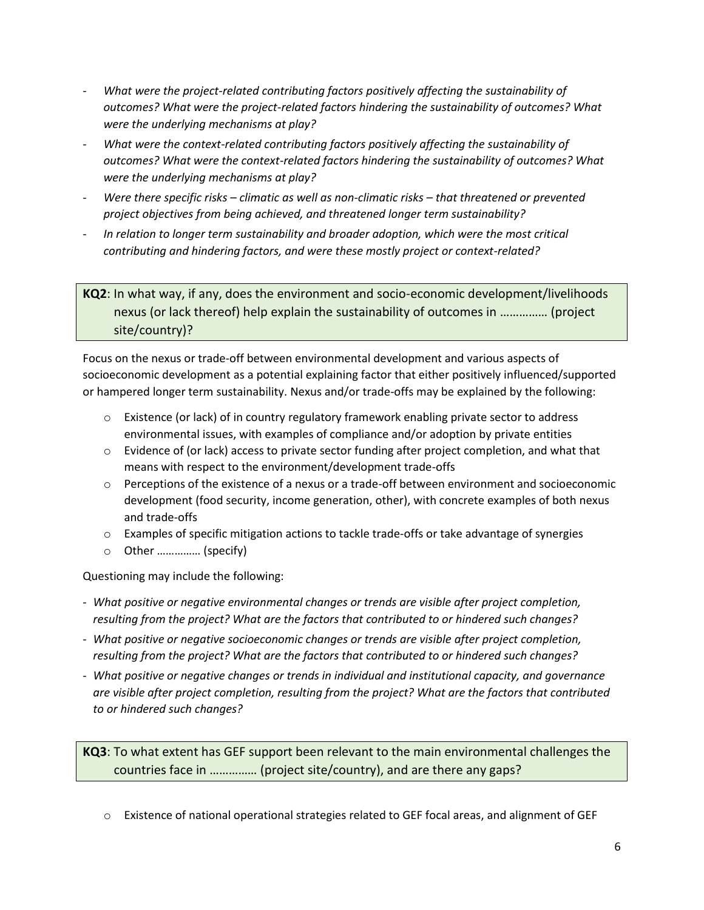- *What were the project-related contributing factors positively affecting the sustainability of outcomes? What were the project-related factors hindering the sustainability of outcomes? What were the underlying mechanisms at play?*
- *What were the context-related contributing factors positively affecting the sustainability of outcomes? What were the context-related factors hindering the sustainability of outcomes? What were the underlying mechanisms at play?*
- *Were there specific risks – climatic as well as non-climatic risks – that threatened or prevented project objectives from being achieved, and threatened longer term sustainability?*
- *In relation to longer term sustainability and broader adoption, which were the most critical contributing and hindering factors, and were these mostly project or context-related?*

**KQ2**: In what way, if any, does the environment and socio-economic development/livelihoods nexus (or lack thereof) help explain the sustainability of outcomes in …………… (project site/country)?

Focus on the nexus or trade-off between environmental development and various aspects of socioeconomic development as a potential explaining factor that either positively influenced/supported or hampered longer term sustainability. Nexus and/or trade-offs may be explained by the following:

- Existence (or lack) of in country regulatory framework enabling private sector to address environmental issues, with examples of compliance and/or adoption by private entities
- Evidence of (or lack) access to private sector funding after project completion, and what that means with respect to the environment/development trade-offs
- Perceptions of the existence of a nexus or a trade-off between environment and socioeconomic development (food security, income generation, other), with concrete examples of both nexus and trade-offs
- Examples of specific mitigation actions to tackle trade-offs or take advantage of synergies
- Other …………… (specify)

Questioning may include the following:

- *What positive or negative environmental changes or trends are visible after project completion, resulting from the project? What are the factors that contributed to or hindered such changes?*
- *What positive or negative socioeconomic changes or trends are visible after project completion, resulting from the project? What are the factors that contributed to or hindered such changes?*
- *What positive or negative changes or trends in individual and institutional capacity, and governance are visible after project completion, resulting from the project? What are the factors that contributed to or hindered such changes?*

**KQ3**: To what extent has GEF support been relevant to the main environmental challenges the countries face in …………… (project site/country), and are there any gaps?

- Existence of national operational strategies related to GEF focal areas, and alignment of GEF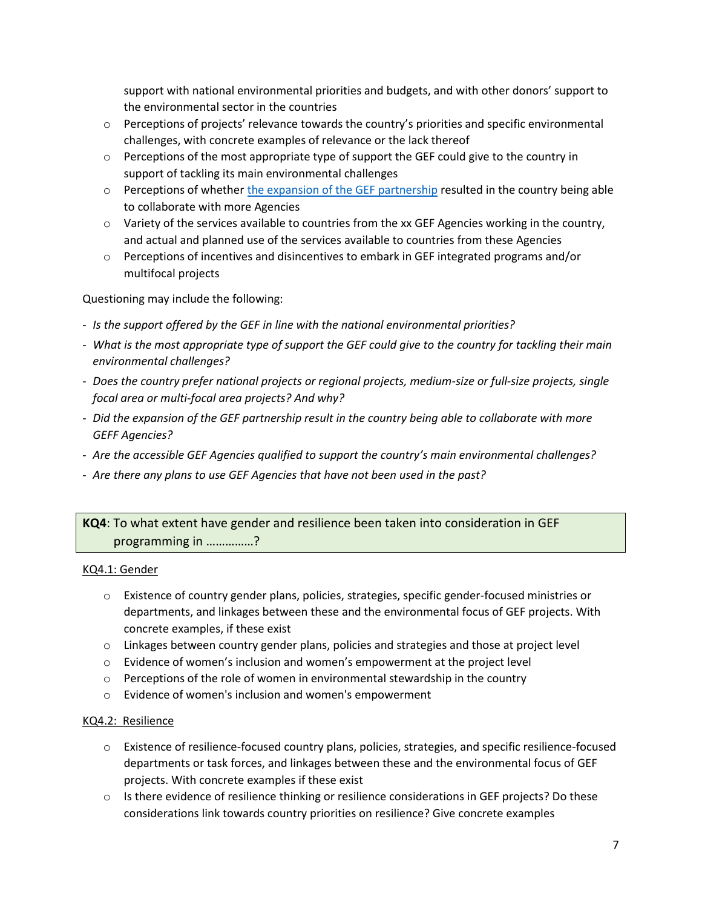support with national environmental priorities and budgets, and with other donors' support to the environmental sector in the countries

- Perceptions of projects' relevance towards the country's priorities and specific environmental challenges, with concrete examples of relevance or the lack thereof
- Perceptions of the most appropriate type of support the GEF could give to the country in support of tackling its main environmental challenges
- Perceptions of whether [the expansion of the GEF partnership]() resulted in the country being able to collaborate with more Agencies
- Variety of the services available to countries from the xx GEF Agencies working in the country, and actual and planned use of the services available to countries from these Agencies
- Perceptions of incentives and disincentives to embark in GEF integrated programs and/or multifocal projects

Questioning may include the following:

- *Is the support offered by the GEF in line with the national environmental priorities?*
- *What is the most appropriate type of support the GEF could give to the country for tackling their main environmental challenges?*
- *Does the country prefer national projects or regional projects, medium-size or full-size projects, single focal area or multi-focal area projects? And why?*
- *Did the expansion of the GEF partnership result in the country being able to collaborate with more GEFF Agencies?*
- *Are the accessible GEF Agencies qualified to support the country's main environmental challenges?*
- *Are there any plans to use GEF Agencies that have not been used in the past?*

**KQ4**: To what extent have gender and resilience been taken into consideration in GEF programming in ……………?

KQ4.1: Gender

- Existence of country gender plans, policies, strategies, specific gender-focused ministries or departments, and linkages between these and the environmental focus of GEF projects. With concrete examples, if these exist
- Linkages between country gender plans, policies and strategies and those at project level
- Evidence of women's inclusion and women's empowerment at the project level
- Perceptions of the role of women in environmental stewardship in the country
- Evidence of women's inclusion and women's empowerment

KQ4.2: Resilience

- Existence of resilience-focused country plans, policies, strategies, and specific resilience-focused departments or task forces, and linkages between these and the environmental focus of GEF projects. With concrete examples if these exist
- Is there evidence of resilience thinking or resilience considerations in GEF projects? Do these considerations link towards country priorities on resilience? Give concrete examples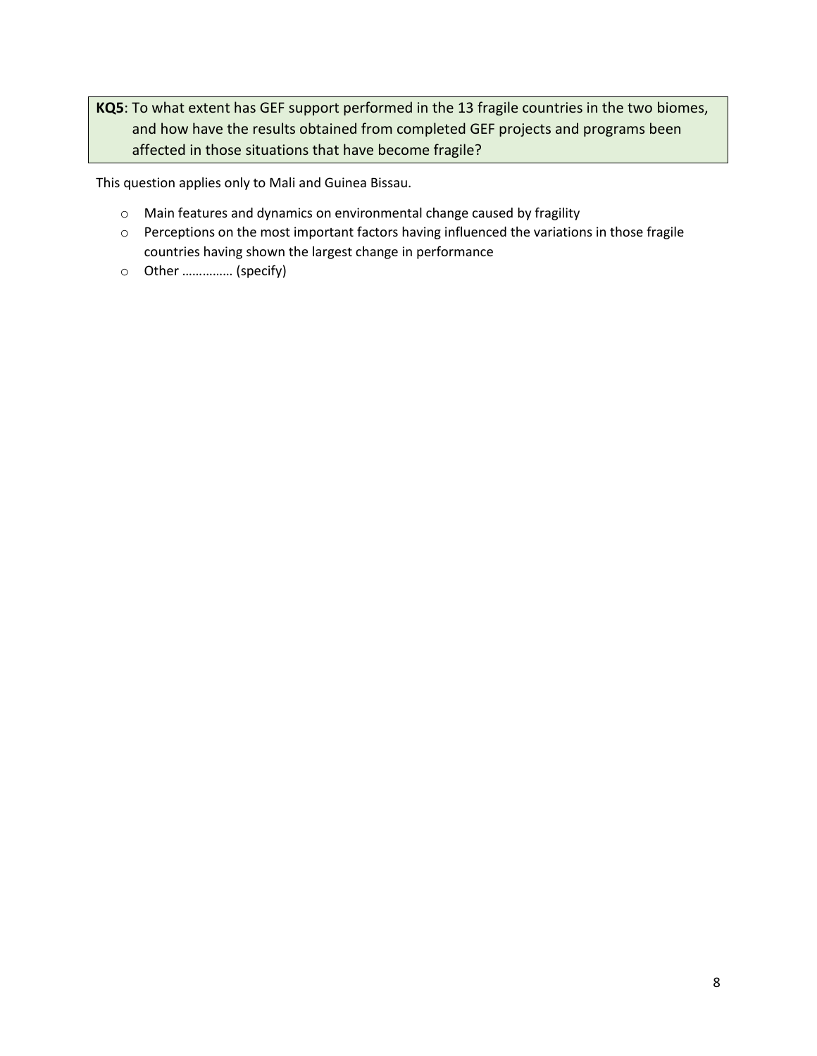**KQ5**: To what extent has GEF support performed in the 13 fragile countries in the two biomes, and how have the results obtained from completed GEF projects and programs been affected in those situations that have become fragile?

This question applies only to Mali and Guinea Bissau.

- Main features and dynamics on environmental change caused by fragility
- Perceptions on the most important factors having influenced the variations in those fragile countries having shown the largest change in performance
- Other …………… (specify)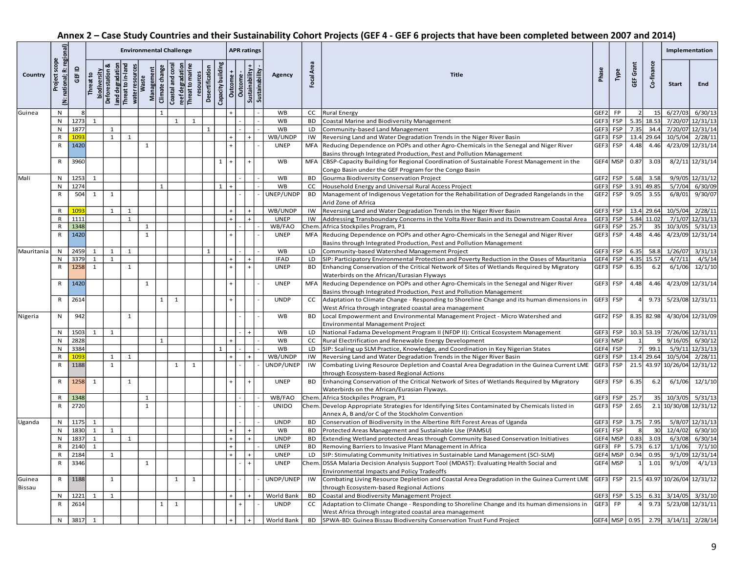## Annex 2 – Case Study Countries and their Sustainability Cohort Projects (GEF 4 - GEF 6 projects that have been completed between 2007 and 2014)

| Country | Project scope (N: national; R: regional) | GEF ID | Environmental Challenge: Threat to biodiversity | Deforestation & land degradation | Threat to in-land water resources | Waste Management | Climate change | Coastal and coral reef degradation | Threat to marine resources | Desertification | Capacity building | APR ratings: Outcome + | Outcome - | Sustainability + | Sustainability - | Agency | Focal Area | Title | Phase | Type | GEF Grant | Co-finance | Implementation: Start | End |
|---|---|---|---|---|---|---|---|---|---|---|---|---|---|---|---|---|---|---|---|---|---|---|---|---|
| Guinea | N | 8 | | | | | 1 | | | | | + | | | - | WB | CC | Rural Energy | GEF2 | FP | 2 | 15 | 6/27/03 | 6/30/13 |
| | N | 1273 | 1 | | | | | 1 | 1 | | | | - | | - | WB | BD | Coastal Marine and Biodiversity Management | GEF3 | FSP | 5.35 | 18.53 | 7/20/07 | 12/31/13 |
| | N | 1877 | | 1 | | | | | | 1 | | | - | | - | WB | LD | Community-based Land Management | GEF3 | FSP | 7.35 | 34.4 | 7/20/07 | 12/31/14 |
| | R | 1093 | | 1 | 1 | | | | | | | + | | + | | WB/UNDP | IW | Reversing Land and Water Degradation Trends in the Niger River Basin | GEF3 | FSP | 13.4 | 29.64 | 10/5/04 | 2/28/11 |
| | R | 1420 | | | | 1 | | | | | | + | | | - | UNEP | MFA | Reducing Dependence on POPs and other Agro-Chemicals in the Senegal and Niger River Basins through Integrated Production, Pest and Pollution Management | GEF3 | FSP | 4.48 | 4.46 | 4/23/09 | 12/31/14 |
| | R | 3960 | | | | | | | | | 1 | + | | + | | WB | MFA | CBSP-Capacity Building for Regional Coordination of Sustainable Forest Management in the Congo Basin under the GEF Program for the Congo Basin | GEF4 | MSP | 0.87 | 3.03 | 8/2/11 | 12/31/14 |
| Mali | N | 1253 | 1 | | | | | | | | | | - | | - | WB | BD | Gourma Biodiversity Conservation Project | GEF2 | FSP | 5.68 | 3.58 | 9/9/05 | 12/31/12 |
| | N | 1274 | | | | | 1 | | | | 1 | + | | | - | WB | CC | Household Energy and Universal Rural Access Project | GEF3 | FSP | 3.91 | 49.85 | 5/7/04 | 6/30/09 |
| | R | 504 | 1 | 1 | | | | | | | | | - | | - | UNEP/UNDP | BD | Management of Indigenous Vegetation for the Rehabilitation of Degraded Rangelands in the Arid Zone of Africa | GEF2 | FSP | 9.05 | 3.55 | 6/8/01 | 9/30/07 |
| | R | 1093 | | 1 | 1 | | | | | | | + | | + | | WB/UNDP | IW | Reversing Land and Water Degradation Trends in the Niger River Basin | GEF3 | FSP | 13.4 | 29.64 | 10/5/04 | 2/28/11 |
| | R | 1111 | | | 1 | | | | | | | + | | + | | UNEP | IW | Addressing Transboundary Concerns in the Volta River Basin and its Downstream Coastal Area | GEF3 | FSP | 5.84 | 11.02 | 7/1/07 | 12/31/13 |
| | R | 1348 | | | | 1 | | | | | | | - | | - | WB/FAO | Chem. | Africa Stockpiles Program, P1 | GEF3 | FSP | 25.7 | 35 | 10/3/05 | 5/31/13 |
| | R | 1420 | | | | 1 | | | | | | + | | | - | UNEP | MFA | Reducing Dependence on POPs and other Agro-Chemicals in the Senegal and Niger River Basins through Integrated Production, Pest and Pollution Management | GEF3 | FSP | 4.48 | 4.46 | 4/23/09 | 12/31/14 |
| Mauritania | N | 2459 | 1 | 1 | 1 | | | | | 1 | | | - | | - | WB | LD | Community-based Watershed Management Project | GEF3 | FSP | 6.35 | 58.8 | 1/26/07 | 3/31/13 |
| | N | 3379 | 1 | 1 | | | | | | | | + | | + | | IFAD | LD | SIP: Participatory Environmental Protection and Poverty Reduction in the Oases of Mauritania | GEF4 | FSP | 4.35 | 15.57 | 4/7/11 | 4/5/14 |
| | R | 1258 | 1 | | 1 | | | | | | | + | | + | | UNEP | BD | Enhancing Conservation of the Critical Network of Sites of Wetlands Required by Migratory Waterbirds on the African/Eurasian Flyways | GEF3 | FSP | 6.35 | 6.2 | 6/1/06 | 12/1/10 |
| | R | 1420 | | | | 1 | | | | | | + | | | - | UNEP | MFA | Reducing Dependence on POPs and other Agro-Chemicals in the Senegal and Niger River Basins through Integrated Production, Pest and Pollution Management | GEF3 | FSP | 4.48 | 4.46 | 4/23/09 | 12/31/14 |
| | R | 2614 | | | | | 1 | 1 | | | | + | | | - | UNDP | CC | Adaptation to Climate Change - Responding to Shoreline Change and its human dimensions in West Africa through integrated coastal area management | GEF3 | FSP | 4 | 9.73 | 5/23/08 | 12/31/11 |
| Nigeria | N | 942 | | | 1 | | | | | | | | - | | - | WB | BD | Local Empowerment and Environmental Management Project - Micro Watershed and Environmental Management Project | GEF2 | FSP | 8.35 | 82.98 | 4/30/04 | 12/31/09 |
| | N | 1503 | 1 | 1 | | | | | | | | | - | + | | WB | LD | National Fadama Development Program II (NFDP II): Critical Ecosystem Management | GEF3 | FSP | 10.3 | 53.19 | 7/26/06 | 12/31/11 |
| | N | 2828 | | | | | 1 | | | | | + | | | - | WB | CC | Rural Electrification and Renewable Energy Development | GEF3 | MSP | 1 | 9 | 9/16/05 | 6/30/12 |
| | N | 3384 | | | | | | | | | 1 | | - | | - | WB | LD | SIP: Scaling up SLM Practice, Knowledge, and Coordination in Key Nigerian States | GEF4 | FSP | 7 | 99.1 | 5/9/11 | 12/31/13 |
| | R | 1093 | | 1 | 1 | | | | | | | + | | + | | WB/UNDP | IW | Reversing Land and Water Degradation Trends in the Niger River Basin | GEF3 | FSP | 13.4 | 29.64 | 10/5/04 | 2/28/11 |
| | R | 1188 | | 1 | | | | 1 | 1 | | | | - | | - | UNDP/UNEP | IW | Combating Living Resource Depletion and Coastal Area Degradation in the Guinea Current LME through Ecosystem-based Regional Actions | GEF3 | FSP | 21.5 | 43.97 | 10/26/04 | 12/31/12 |
| | R | 1258 | 1 | | 1 | | | | | | | + | | + | | UNEP | BD | Enhancing Conservation of the Critical Network of Sites of Wetlands Required by Migratory Waterbirds on the African/Eurasian Flyways. | GEF3 | FSP | 6.35 | 6.2 | 6/1/06 | 12/1/10 |
| | R | 1348 | | | | 1 | | | | | | | - | | - | WB/FAO | Chem. | Africa Stockpiles Program, P1 | GEF3 | FSP | 25.7 | 35 | 10/3/05 | 5/31/13 |
| | R | 2720 | | | | 1 | | | | | | | - | | - | UNIDO | Chem. | Develop Appropriate Strategies for Identifying Sites Contaminated by Chemicals listed in Annex A, B and/or C of the Stockholm Convention | GEF3 | FSP | 2.65 | 2.1 | 10/30/08 | 12/31/12 |
| Uganda | N | 1175 | 1 | | | | | | | | | | - | | - | UNDP | BD | Conservation of Biodiversity in the Albertine Rift Forest Areas of Uganda | GEF3 | FSP | 3.75 | 7.95 | 5/8/07 | 12/31/13 |
| | N | 1830 | 1 | 1 | | | | | | | | + | | + | | WB | BD | Protected Areas Management and Sustainable Use (PAMSU) | GEF1 | FSP | 8 | 30 | 12/4/02 | 6/30/10 |
| | N | 1837 | 1 | | 1 | | | | | | | + | | + | | UNDP | BD | Extending Wetland protected Areas through Community Based Conservation Initiatives | GEF4 | MSP | 0.83 | 3.03 | 6/3/08 | 6/30/14 |
| | R | 2140 | 1 | | | | | | | | | + | | | - | UNEP | BD | Removing Barriers to Invasive Plant Management in Africa | GEF3 | FP | 5.73 | 6.17 | 1/1/06 | 7/1/10 |
| | R | 2184 | | 1 | | | | | | | | + | | + | | UNEP | LD | SIP: Stimulating Community Initiatives in Sustainable Land Management (SCI-SLM) | GEF4 | MSP | 0.94 | 0.95 | 9/1/09 | 12/31/14 |
| | R | 3346 | | | | 1 | | | | | | | - | + | | UNEP | Chem. | DSSA Malaria Decision Analysis Support Tool (MDAST): Evaluating Health Social and Environmental Impacts and Policy Tradeoffs | GEF4 | MSP | 1 | 1.01 | 9/1/09 | 4/1/13 |
| Guinea Bissau | R | 1188 | | 1 | | | | 1 | 1 | | | | - | | - | UNDP/UNEP | IW | Combating Living Resource Depletion and Coastal Area Degradation in the Guinea Current LME through Ecosystem-based Regional Actions | GEF3 | FSP | 21.5 | 43.97 | 10/26/04 | 12/31/12 |
| | N | 1221 | 1 | 1 | | | | | | | | + | | + | | World Bank | BD | Coastal and Biodiversity Management Project | GEF3 | FSP | 5.15 | 6.31 | 3/14/05 | 3/31/10 |
| | R | 2614 | | | | | 1 | 1 | | | | | + | | - | UNDP | CC | Adaptation to Climate Change - Responding to Shoreline Change and its human dimensions in West Africa through integrated coastal area management | GEF3 | FP | 4 | 9.73 | 5/23/08 | 12/31/11 |
| | N | 3817 | 1 | | | | | | | | | + | | + | | World Bank | BD | SPWA-BD: Guinea Bissau Biodiversity Conservation Trust Fund Project | GEF4 | MSP | 0.95 | 2.79 | 3/14/11 | 2/28/14 |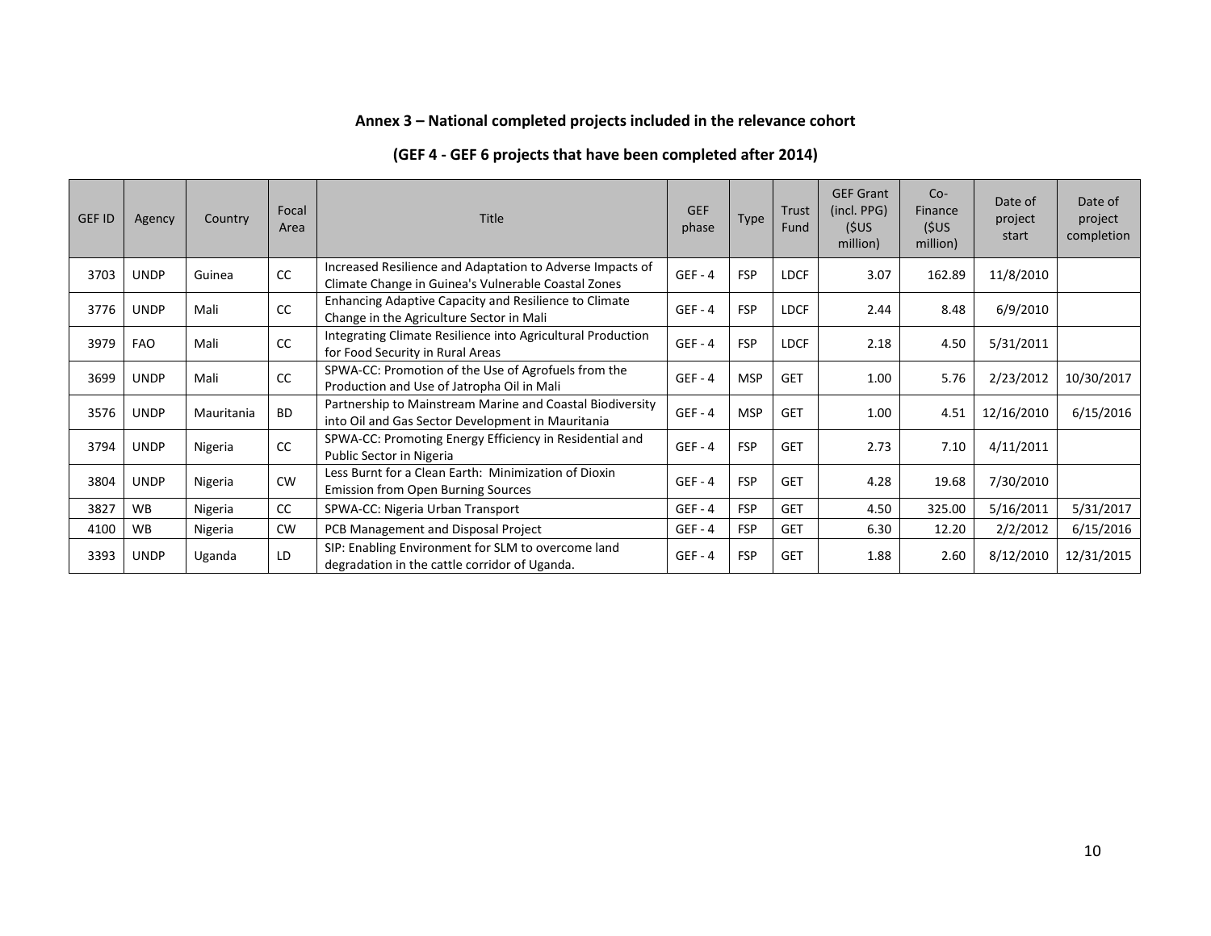## Annex 3 – National completed projects included in the relevance cohort

### (GEF 4 - GEF 6 projects that have been completed after 2014)

| GEF ID | Agency | Country | Focal Area | Title | GEF phase | Type | Trust Fund | GEF Grant (incl. PPG) ($US million) | Co-Finance ($US million) | Date of project start | Date of project completion |
|---|---|---|---|---|---|---|---|---|---|---|---|
| 3703 | UNDP | Guinea | CC | Increased Resilience and Adaptation to Adverse Impacts of Climate Change in Guinea's Vulnerable Coastal Zones | GEF - 4 | FSP | LDCF | 3.07 | 162.89 | 11/8/2010 | |
| 3776 | UNDP | Mali | CC | Enhancing Adaptive Capacity and Resilience to Climate Change in the Agriculture Sector in Mali | GEF - 4 | FSP | LDCF | 2.44 | 8.48 | 6/9/2010 | |
| 3979 | FAO | Mali | CC | Integrating Climate Resilience into Agricultural Production for Food Security in Rural Areas | GEF - 4 | FSP | LDCF | 2.18 | 4.50 | 5/31/2011 | |
| 3699 | UNDP | Mali | CC | SPWA-CC: Promotion of the Use of Agrofuels from the Production and Use of Jatropha Oil in Mali | GEF - 4 | MSP | GET | 1.00 | 5.76 | 2/23/2012 | 10/30/2017 |
| 3576 | UNDP | Mauritania | BD | Partnership to Mainstream Marine and Coastal Biodiversity into Oil and Gas Sector Development in Mauritania | GEF - 4 | MSP | GET | 1.00 | 4.51 | 12/16/2010 | 6/15/2016 |
| 3794 | UNDP | Nigeria | CC | SPWA-CC: Promoting Energy Efficiency in Residential and Public Sector in Nigeria | GEF - 4 | FSP | GET | 2.73 | 7.10 | 4/11/2011 | |
| 3804 | UNDP | Nigeria | CW | Less Burnt for a Clean Earth: Minimization of Dioxin Emission from Open Burning Sources | GEF - 4 | FSP | GET | 4.28 | 19.68 | 7/30/2010 | |
| 3827 | WB | Nigeria | CC | SPWA-CC: Nigeria Urban Transport | GEF - 4 | FSP | GET | 4.50 | 325.00 | 5/16/2011 | 5/31/2017 |
| 4100 | WB | Nigeria | CW | PCB Management and Disposal Project | GEF - 4 | FSP | GET | 6.30 | 12.20 | 2/2/2012 | 6/15/2016 |
| 3393 | UNDP | Uganda | LD | SIP: Enabling Environment for SLM to overcome land degradation in the cattle corridor of Uganda. | GEF - 4 | FSP | GET | 1.88 | 2.60 | 8/12/2010 | 12/31/2015 |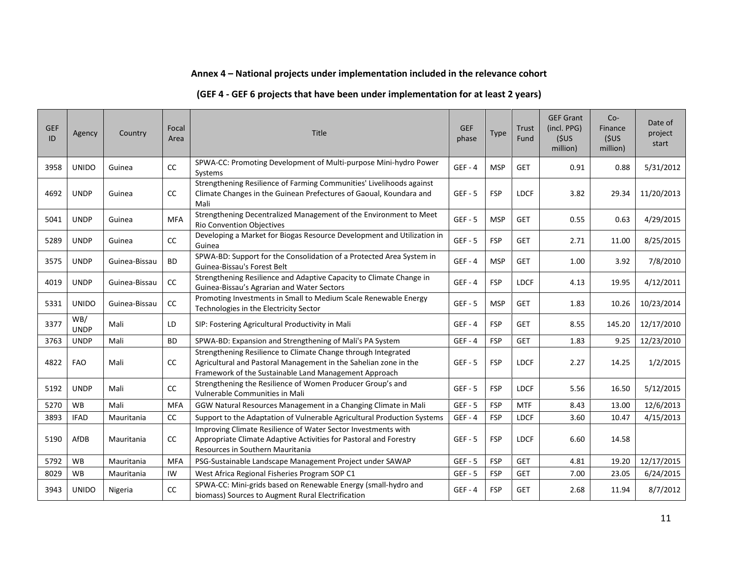**Annex 4 – National projects under implementation included in the relevance cohort**

**(GEF 4 - GEF 6 projects that have been under implementation for at least 2 years)**

| GEF ID | Agency | Country | Focal Area | Title | GEF phase | Type | Trust Fund | GEF Grant (incl. PPG) ($US million) | Co-Finance ($US million) | Date of project start |
|---|---|---|---|---|---|---|---|---|---|---|
| 3958 | UNIDO | Guinea | CC | SPWA-CC: Promoting Development of Multi-purpose Mini-hydro Power Systems | GEF - 4 | MSP | GET | 0.91 | 0.88 | 5/31/2012 |
| 4692 | UNDP | Guinea | CC | Strengthening Resilience of Farming Communities' Livelihoods against Climate Changes in the Guinean Prefectures of Gaoual, Koundara and Mali | GEF - 5 | FSP | LDCF | 3.82 | 29.34 | 11/20/2013 |
| 5041 | UNDP | Guinea | MFA | Strengthening Decentralized Management of the Environment to Meet Rio Convention Objectives | GEF - 5 | MSP | GET | 0.55 | 0.63 | 4/29/2015 |
| 5289 | UNDP | Guinea | CC | Developing a Market for Biogas Resource Development and Utilization in Guinea | GEF - 5 | FSP | GET | 2.71 | 11.00 | 8/25/2015 |
| 3575 | UNDP | Guinea-Bissau | BD | SPWA-BD: Support for the Consolidation of a Protected Area System in Guinea-Bissau's Forest Belt | GEF - 4 | MSP | GET | 1.00 | 3.92 | 7/8/2010 |
| 4019 | UNDP | Guinea-Bissau | CC | Strengthening Resilience and Adaptive Capacity to Climate Change in Guinea-Bissau's Agrarian and Water Sectors | GEF - 4 | FSP | LDCF | 4.13 | 19.95 | 4/12/2011 |
| 5331 | UNIDO | Guinea-Bissau | CC | Promoting Investments in Small to Medium Scale Renewable Energy Technologies in the Electricity Sector | GEF - 5 | MSP | GET | 1.83 | 10.26 | 10/23/2014 |
| 3377 | WB/ UNDP | Mali | LD | SIP: Fostering Agricultural Productivity in Mali | GEF - 4 | FSP | GET | 8.55 | 145.20 | 12/17/2010 |
| 3763 | UNDP | Mali | BD | SPWA-BD: Expansion and Strengthening of Mali's PA System | GEF - 4 | FSP | GET | 1.83 | 9.25 | 12/23/2010 |
| 4822 | FAO | Mali | CC | Strengthening Resilience to Climate Change through Integrated Agricultural and Pastoral Management in the Sahelian zone in the Framework of the Sustainable Land Management Approach | GEF - 5 | FSP | LDCF | 2.27 | 14.25 | 1/2/2015 |
| 5192 | UNDP | Mali | CC | Strengthening the Resilience of Women Producer Group's and Vulnerable Communities in Mali | GEF - 5 | FSP | LDCF | 5.56 | 16.50 | 5/12/2015 |
| 5270 | WB | Mali | MFA | GGW Natural Resources Management in a Changing Climate in Mali | GEF - 5 | FSP | MTF | 8.43 | 13.00 | 12/6/2013 |
| 3893 | IFAD | Mauritania | CC | Support to the Adaptation of Vulnerable Agricultural Production Systems | GEF - 4 | FSP | LDCF | 3.60 | 10.47 | 4/15/2013 |
| 5190 | AfDB | Mauritania | CC | Improving Climate Resilience of Water Sector Investments with Appropriate Climate Adaptive Activities for Pastoral and Forestry Resources in Southern Mauritania | GEF - 5 | FSP | LDCF | 6.60 | 14.58 | |
| 5792 | WB | Mauritania | MFA | PSG-Sustainable Landscape Management Project under SAWAP | GEF - 5 | FSP | GET | 4.81 | 19.20 | 12/17/2015 |
| 8029 | WB | Mauritania | IW | West Africa Regional Fisheries Program SOP C1 | GEF - 5 | FSP | GET | 7.00 | 23.05 | 6/24/2015 |
| 3943 | UNIDO | Nigeria | CC | SPWA-CC: Mini-grids based on Renewable Energy (small-hydro and biomass) Sources to Augment Rural Electrification | GEF - 4 | FSP | GET | 2.68 | 11.94 | 8/7/2012 |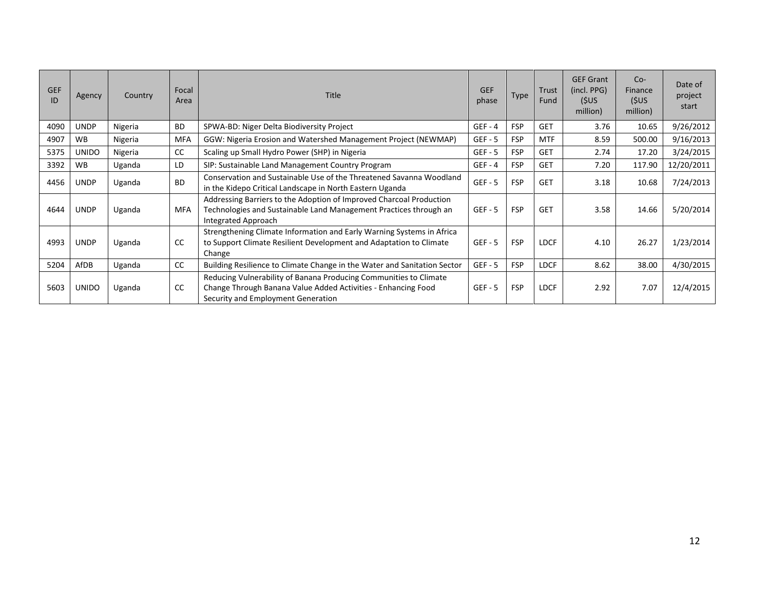| GEF ID | Agency | Country | Focal Area | Title | GEF phase | Type | Trust Fund | GEF Grant (incl. PPG) ($US million) | Co-Finance ($US million) | Date of project start |
|---|---|---|---|---|---|---|---|---|---|---|
| 4090 | UNDP | Nigeria | BD | SPWA-BD: Niger Delta Biodiversity Project | GEF - 4 | FSP | GET | 3.76 | 10.65 | 9/26/2012 |
| 4907 | WB | Nigeria | MFA | GGW: Nigeria Erosion and Watershed Management Project (NEWMAP) | GEF - 5 | FSP | MTF | 8.59 | 500.00 | 9/16/2013 |
| 5375 | UNIDO | Nigeria | CC | Scaling up Small Hydro Power (SHP) in Nigeria | GEF - 5 | FSP | GET | 2.74 | 17.20 | 3/24/2015 |
| 3392 | WB | Uganda | LD | SIP: Sustainable Land Management Country Program | GEF - 4 | FSP | GET | 7.20 | 117.90 | 12/20/2011 |
| 4456 | UNDP | Uganda | BD | Conservation and Sustainable Use of the Threatened Savanna Woodland in the Kidepo Critical Landscape in North Eastern Uganda | GEF - 5 | FSP | GET | 3.18 | 10.68 | 7/24/2013 |
| 4644 | UNDP | Uganda | MFA | Addressing Barriers to the Adoption of Improved Charcoal Production Technologies and Sustainable Land Management Practices through an Integrated Approach | GEF - 5 | FSP | GET | 3.58 | 14.66 | 5/20/2014 |
| 4993 | UNDP | Uganda | CC | Strengthening Climate Information and Early Warning Systems in Africa to Support Climate Resilient Development and Adaptation to Climate Change | GEF - 5 | FSP | LDCF | 4.10 | 26.27 | 1/23/2014 |
| 5204 | AfDB | Uganda | CC | Building Resilience to Climate Change in the Water and Sanitation Sector | GEF - 5 | FSP | LDCF | 8.62 | 38.00 | 4/30/2015 |
| 5603 | UNIDO | Uganda | CC | Reducing Vulnerability of Banana Producing Communities to Climate Change Through Banana Value Added Activities - Enhancing Food Security and Employment Generation | GEF - 5 | FSP | LDCF | 2.92 | 7.07 | 12/4/2015 |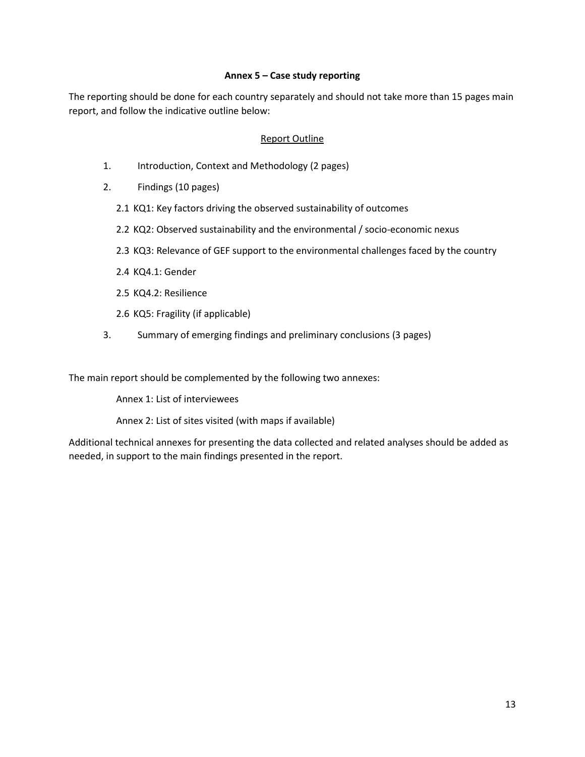**Annex 5 – Case study reporting**

The reporting should be done for each country separately and should not take more than 15 pages main report, and follow the indicative outline below:

Report Outline

1. Introduction, Context and Methodology (2 pages)
2. Findings (10 pages)
   - 2.1 KQ1: Key factors driving the observed sustainability of outcomes
   - 2.2 KQ2: Observed sustainability and the environmental / socio-economic nexus
   - 2.3 KQ3: Relevance of GEF support to the environmental challenges faced by the country
   - 2.4 KQ4.1: Gender
   - 2.5 KQ4.2: Resilience
   - 2.6 KQ5: Fragility (if applicable)
3. Summary of emerging findings and preliminary conclusions (3 pages)

The main report should be complemented by the following two annexes:

Annex 1: List of interviewees

Annex 2: List of sites visited (with maps if available)

Additional technical annexes for presenting the data collected and related analyses should be added as needed, in support to the main findings presented in the report.